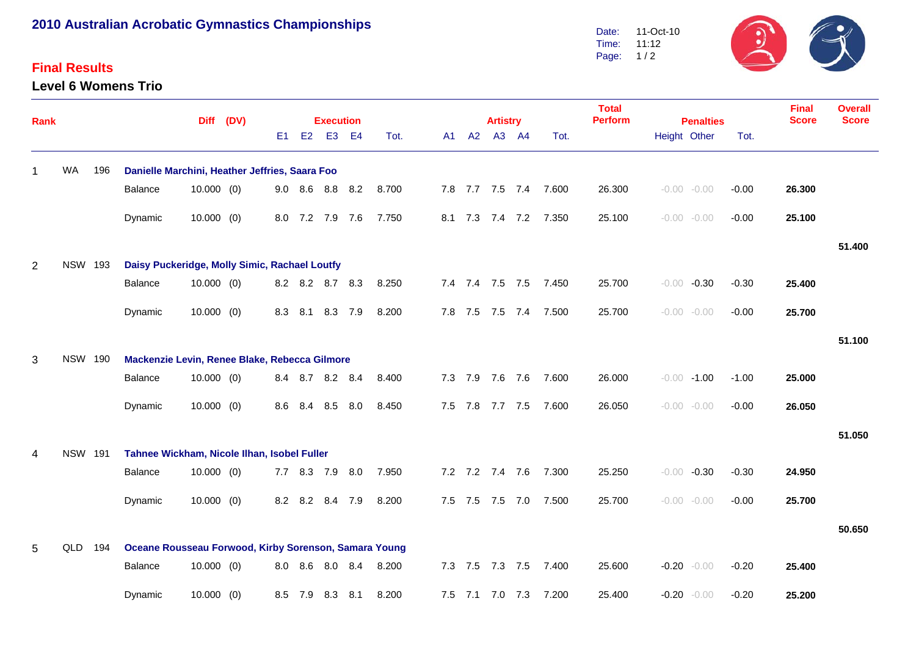## 2010 Australian Acrobatic Gymnastics Championships

Date: 11-Oct-10
Time: 11:12

### Final Results

### Level 6 Womens Trio

| Rank | | | | Diff | (DV) | Execution | | | | | Artistry | | | | | Total Perform | Penalties | | | Final Score | Overall Score |
|---|---|---|---|---|---|---|---|---|---|---|---|---|---|---|---|---|---|---|---|---|---|
| | | | | | | E1 | E2 | E3 | E4 | Tot. | A1 | A2 | A3 | A4 | Tot. | | Height | Other | Tot. | | |
| 1 | WA | 196 | Danielle Marchini, Heather Jeffries, Saara Foo | | | | | | | | | | | | | | | | | | |
| | | | Balance | 10.000 | (0) | 9.0 | 8.6 | 8.8 | 8.2 | 8.700 | 7.8 | 7.7 | 7.5 | 7.4 | 7.600 | 26.300 | -0.00 | -0.00 | -0.00 | 26.300 | |
| | | | Dynamic | 10.000 | (0) | 8.0 | 7.2 | 7.9 | 7.6 | 7.750 | 8.1 | 7.3 | 7.4 | 7.2 | 7.350 | 25.100 | -0.00 | -0.00 | -0.00 | 25.100 | |
| | | | | | | | | | | | | | | | | | | | | | 51.400 |
| 2 | NSW | 193 | Daisy Puckeridge, Molly Simic, Rachael Loutfy | | | | | | | | | | | | | | | | | | |
| | | | Balance | 10.000 | (0) | 8.2 | 8.2 | 8.7 | 8.3 | 8.250 | 7.4 | 7.4 | 7.5 | 7.5 | 7.450 | 25.700 | -0.00 | -0.30 | -0.30 | 25.400 | |
| | | | Dynamic | 10.000 | (0) | 8.3 | 8.1 | 8.3 | 7.9 | 8.200 | 7.8 | 7.5 | 7.5 | 7.4 | 7.500 | 25.700 | -0.00 | -0.00 | -0.00 | 25.700 | |
| | | | | | | | | | | | | | | | | | | | | | 51.100 |
| 3 | NSW | 190 | Mackenzie Levin, Renee Blake, Rebecca Gilmore | | | | | | | | | | | | | | | | | | |
| | | | Balance | 10.000 | (0) | 8.4 | 8.7 | 8.2 | 8.4 | 8.400 | 7.3 | 7.9 | 7.6 | 7.6 | 7.600 | 26.000 | -0.00 | -1.00 | -1.00 | 25.000 | |
| | | | Dynamic | 10.000 | (0) | 8.6 | 8.4 | 8.5 | 8.0 | 8.450 | 7.5 | 7.8 | 7.7 | 7.5 | 7.600 | 26.050 | -0.00 | -0.00 | -0.00 | 26.050 | |
| | | | | | | | | | | | | | | | | | | | | | 51.050 |
| 4 | NSW | 191 | Tahnee Wickham, Nicole Ilhan, Isobel Fuller | | | | | | | | | | | | | | | | | | |
| | | | Balance | 10.000 | (0) | 7.7 | 8.3 | 7.9 | 8.0 | 7.950 | 7.2 | 7.2 | 7.4 | 7.6 | 7.300 | 25.250 | -0.00 | -0.30 | -0.30 | 24.950 | |
| | | | Dynamic | 10.000 | (0) | 8.2 | 8.2 | 8.4 | 7.9 | 8.200 | 7.5 | 7.5 | 7.5 | 7.0 | 7.500 | 25.700 | -0.00 | -0.00 | -0.00 | 25.700 | |
| | | | | | | | | | | | | | | | | | | | | | 50.650 |
| 5 | QLD | 194 | Oceane Rousseau Forwood, Kirby Sorenson, Samara Young | | | | | | | | | | | | | | | | | | |
| | | | Balance | 10.000 | (0) | 8.0 | 8.6 | 8.0 | 8.4 | 8.200 | 7.3 | 7.5 | 7.3 | 7.5 | 7.400 | 25.600 | -0.20 | -0.00 | -0.20 | 25.400 | |
| | | | Dynamic | 10.000 | (0) | 8.5 | 7.9 | 8.3 | 8.1 | 8.200 | 7.5 | 7.1 | 7.0 | 7.3 | 7.200 | 25.400 | -0.20 | -0.00 | -0.20 | 25.200 | |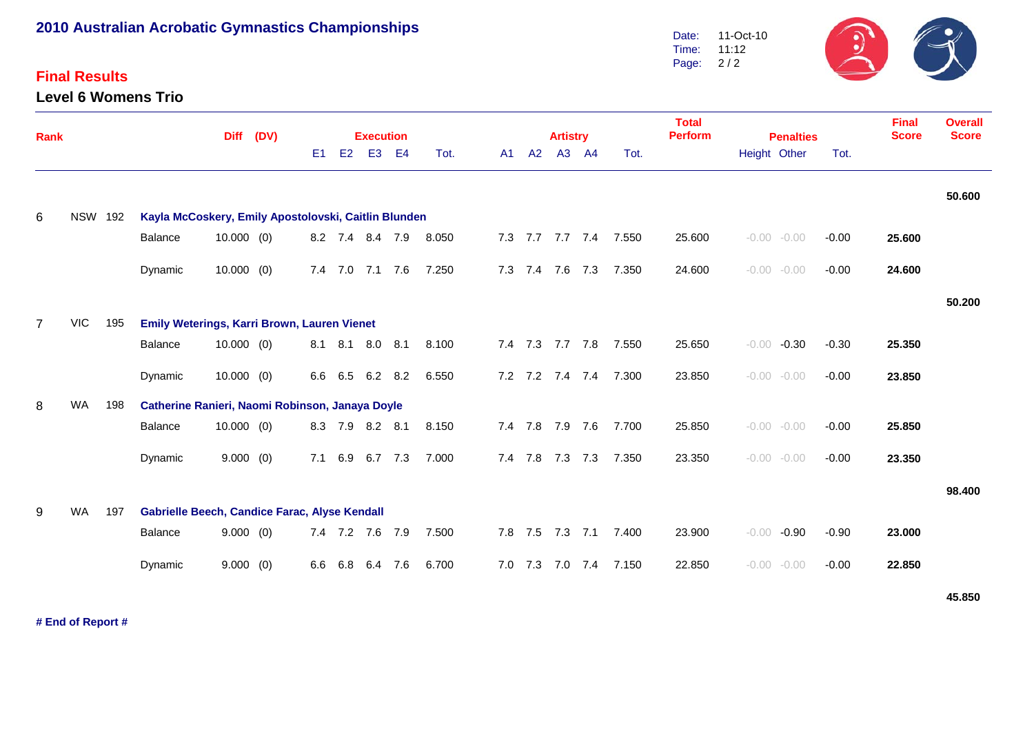# 2010 Australian Acrobatic Gymnastics Championships

Date: 11-Oct-10
Time: 11:12

## Final Results

### Level 6 Womens Trio

| Rank | | | | Diff | (DV) | Execution | | | | | Artistry | | | | | Total Perform | Penalties | | | Final Score | Overall Score |
|---|---|---|---|---|---|---|---|---|---|---|---|---|---|---|---|---|---|---|---|---|---|
| | | | | | | E1 | E2 | E3 | E4 | Tot. | A1 | A2 | A3 | A4 | Tot. | | Height | Other | Tot. | | |
| | | | | | | | | | | | | | | | | | | | | | **50.600** |
| 6 | NSW | 192 | **Kayla McCoskery, Emily Apostolovski, Caitlin Blunden** | | | | | | | | | | | | | | | | | | |
| | | | Balance | 10.000 | (0) | 8.2 | 7.4 | 8.4 | 7.9 | 8.050 | 7.3 | 7.7 | 7.7 | 7.4 | 7.550 | 25.600 | -0.00 | -0.00 | -0.00 | **25.600** | |
| | | | Dynamic | 10.000 | (0) | 7.4 | 7.0 | 7.1 | 7.6 | 7.250 | 7.3 | 7.4 | 7.6 | 7.3 | 7.350 | 24.600 | -0.00 | -0.00 | -0.00 | **24.600** | |
| | | | | | | | | | | | | | | | | | | | | | **50.200** |
| 7 | VIC | 195 | **Emily Weterings, Karri Brown, Lauren Vienet** | | | | | | | | | | | | | | | | | | |
| | | | Balance | 10.000 | (0) | 8.1 | 8.1 | 8.0 | 8.1 | 8.100 | 7.4 | 7.3 | 7.7 | 7.8 | 7.550 | 25.650 | -0.00 | -0.30 | -0.30 | **25.350** | |
| | | | Dynamic | 10.000 | (0) | 6.6 | 6.5 | 6.2 | 8.2 | 6.550 | 7.2 | 7.2 | 7.4 | 7.4 | 7.300 | 23.850 | -0.00 | -0.00 | -0.00 | **23.850** | |
| 8 | WA | 198 | **Catherine Ranieri, Naomi Robinson, Janaya Doyle** | | | | | | | | | | | | | | | | | | |
| | | | Balance | 10.000 | (0) | 8.3 | 7.9 | 8.2 | 8.1 | 8.150 | 7.4 | 7.8 | 7.9 | 7.6 | 7.700 | 25.850 | -0.00 | -0.00 | -0.00 | **25.850** | |
| | | | Dynamic | 9.000 | (0) | 7.1 | 6.9 | 6.7 | 7.3 | 7.000 | 7.4 | 7.8 | 7.3 | 7.3 | 7.350 | 23.350 | -0.00 | -0.00 | -0.00 | **23.350** | |
| | | | | | | | | | | | | | | | | | | | | | **98.400** |
| 9 | WA | 197 | **Gabrielle Beech, Candice Farac, Alyse Kendall** | | | | | | | | | | | | | | | | | | |
| | | | Balance | 9.000 | (0) | 7.4 | 7.2 | 7.6 | 7.9 | 7.500 | 7.8 | 7.5 | 7.3 | 7.1 | 7.400 | 23.900 | -0.00 | -0.90 | -0.90 | **23.000** | |
| | | | Dynamic | 9.000 | (0) | 6.6 | 6.8 | 6.4 | 7.6 | 6.700 | 7.0 | 7.3 | 7.0 | 7.4 | 7.150 | 22.850 | -0.00 | -0.00 | -0.00 | **22.850** | |
| | | | | | | | | | | | | | | | | | | | | | **45.850** |

**# End of Report #**